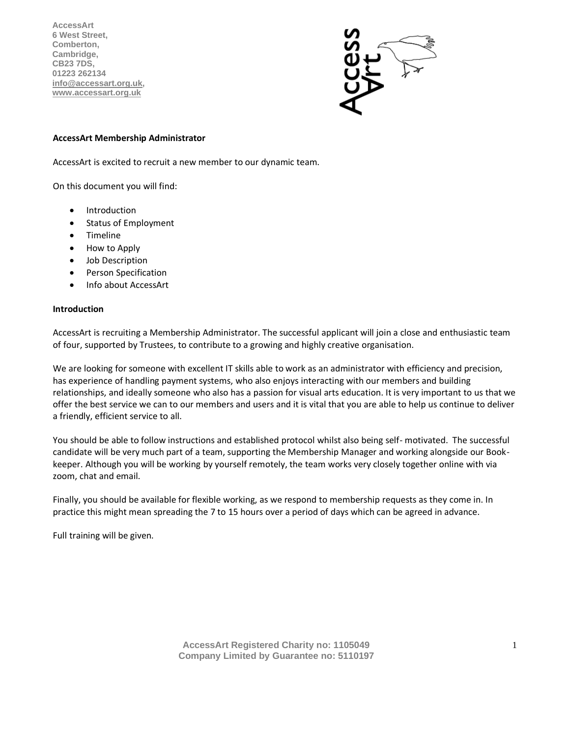AccessArt
6 West Street,
Comberton,
Cambridge,
CB23 7DS,
01223 262134
info@accessart.org.uk,
www.accessart.org.uk

**AccessArt Membership Administrator**

AccessArt is excited to recruit a new member to our dynamic team.

On this document you will find:

- Introduction
- Status of Employment
- Timeline
- How to Apply
- Job Description
- Person Specification
- Info about AccessArt

**Introduction**

AccessArt is recruiting a Membership Administrator. The successful applicant will join a close and enthusiastic team of four, supported by Trustees, to contribute to a growing and highly creative organisation.

We are looking for someone with excellent IT skills able to work as an administrator with efficiency and precision, has experience of handling payment systems, who also enjoys interacting with our members and building relationships, and ideally someone who also has a passion for visual arts education. It is very important to us that we offer the best service we can to our members and users and it is vital that you are able to help us continue to deliver a friendly, efficient service to all.

You should be able to follow instructions and established protocol whilst also being self- motivated. The successful candidate will be very much part of a team, supporting the Membership Manager and working alongside our Book-keeper. Although you will be working by yourself remotely, the team works very closely together online with via zoom, chat and email.

Finally, you should be available for flexible working, as we respond to membership requests as they come in. In practice this might mean spreading the 7 to 15 hours over a period of days which can be agreed in advance.

Full training will be given.

AccessArt Registered Charity no: 1105049
Company Limited by Guarantee no: 5110197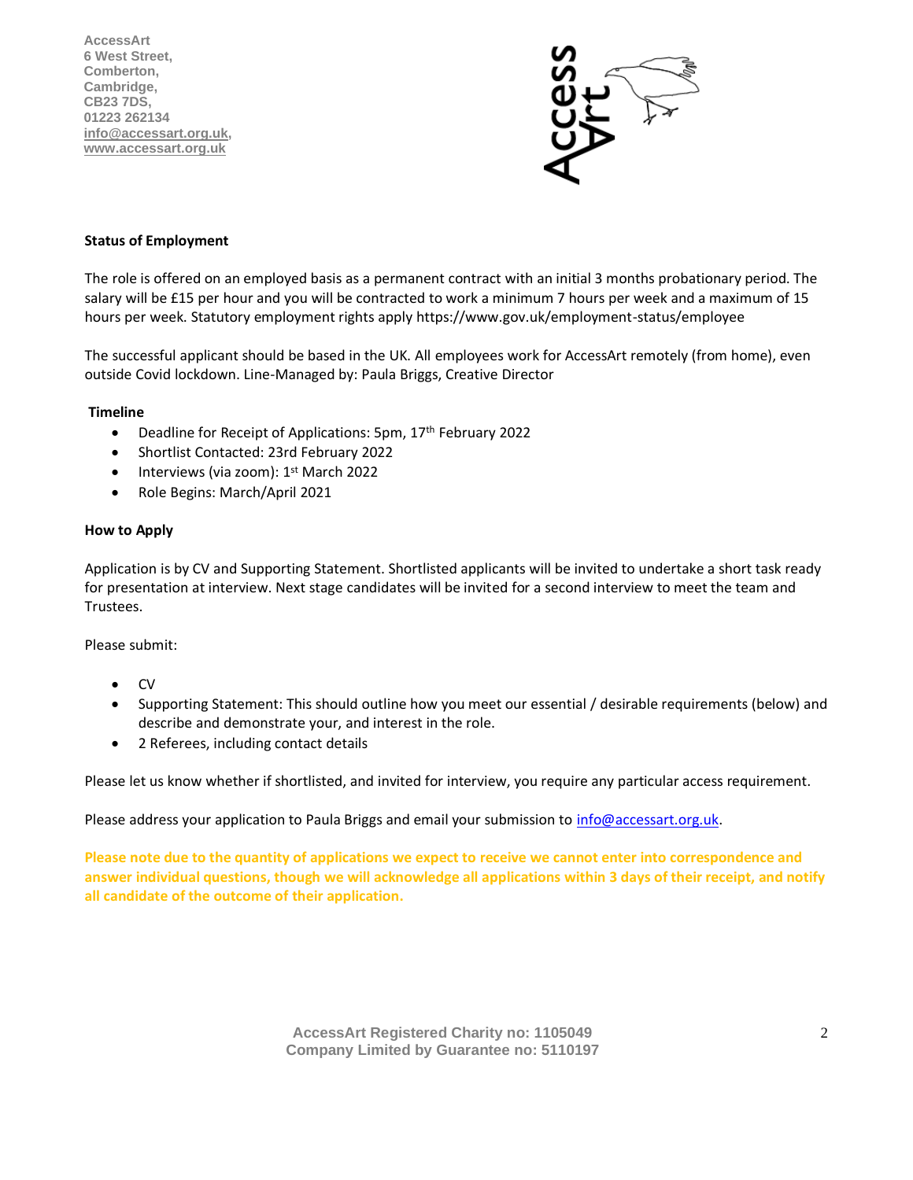AccessArt
6 West Street,
Comberton,
Cambridge,
CB23 7DS,
01223 262134
info@accessart.org.uk,
www.accessart.org.uk

**Status of Employment**

The role is offered on an employed basis as a permanent contract with an initial 3 months probationary period. The salary will be £15 per hour and you will be contracted to work a minimum 7 hours per week and a maximum of 15 hours per week. Statutory employment rights apply https://www.gov.uk/employment-status/employee

The successful applicant should be based in the UK. All employees work for AccessArt remotely (from home), even outside Covid lockdown. Line-Managed by: Paula Briggs, Creative Director

**Timeline**

- Deadline for Receipt of Applications: 5pm, 17th February 2022
- Shortlist Contacted: 23rd February 2022
- Interviews (via zoom): 1st March 2022
- Role Begins: March/April 2021

**How to Apply**

Application is by CV and Supporting Statement. Shortlisted applicants will be invited to undertake a short task ready for presentation at interview. Next stage candidates will be invited for a second interview to meet the team and Trustees.

Please submit:

- CV
- Supporting Statement: This should outline how you meet our essential / desirable requirements (below) and describe and demonstrate your, and interest in the role.
- 2 Referees, including contact details

Please let us know whether if shortlisted, and invited for interview, you require any particular access requirement.

Please address your application to Paula Briggs and email your submission to info@accessart.org.uk.

**Please note due to the quantity of applications we expect to receive we cannot enter into correspondence and answer individual questions, though we will acknowledge all applications within 3 days of their receipt, and notify all candidate of the outcome of their application.**

AccessArt Registered Charity no: 1105049
Company Limited by Guarantee no: 5110197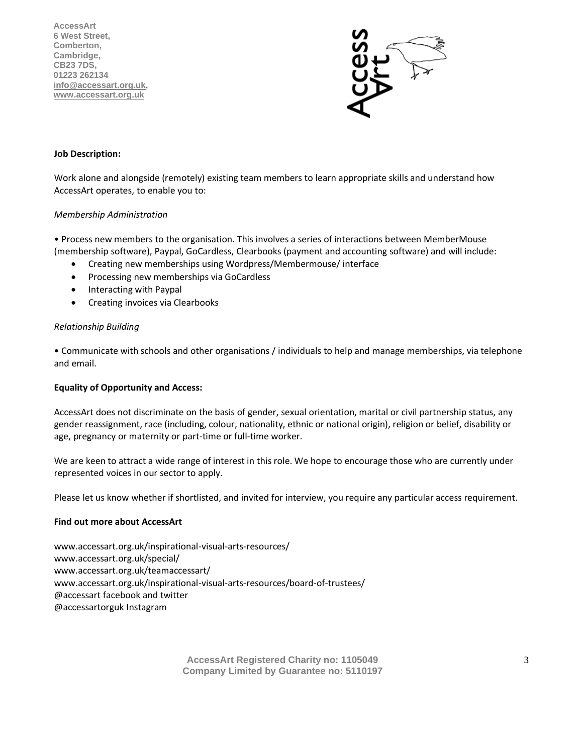**Job Description:**

Work alone and alongside (remotely) existing team members to learn appropriate skills and understand how AccessArt operates, to enable you to:

*Membership Administration*

• Process new members to the organisation. This involves a series of interactions between MemberMouse (membership software), Paypal, GoCardless, Clearbooks (payment and accounting software) and will include:

- Creating new memberships using Wordpress/Membermouse/ interface
- Processing new memberships via GoCardless
- Interacting with Paypal
- Creating invoices via Clearbooks

*Relationship Building*

• Communicate with schools and other organisations / individuals to help and manage memberships, via telephone and email.

**Equality of Opportunity and Access:**

AccessArt does not discriminate on the basis of gender, sexual orientation, marital or civil partnership status, any gender reassignment, race (including, colour, nationality, ethnic or national origin), religion or belief, disability or age, pregnancy or maternity or part-time or full-time worker.

We are keen to attract a wide range of interest in this role. We hope to encourage those who are currently under represented voices in our sector to apply.

Please let us know whether if shortlisted, and invited for interview, you require any particular access requirement.

**Find out more about AccessArt**

www.accessart.org.uk/inspirational-visual-arts-resources/
www.accessart.org.uk/special/
www.accessart.org.uk/teamaccessart/
www.accessart.org.uk/inspirational-visual-arts-resources/board-of-trustees/
@accessart facebook and twitter
@accessartorguk Instagram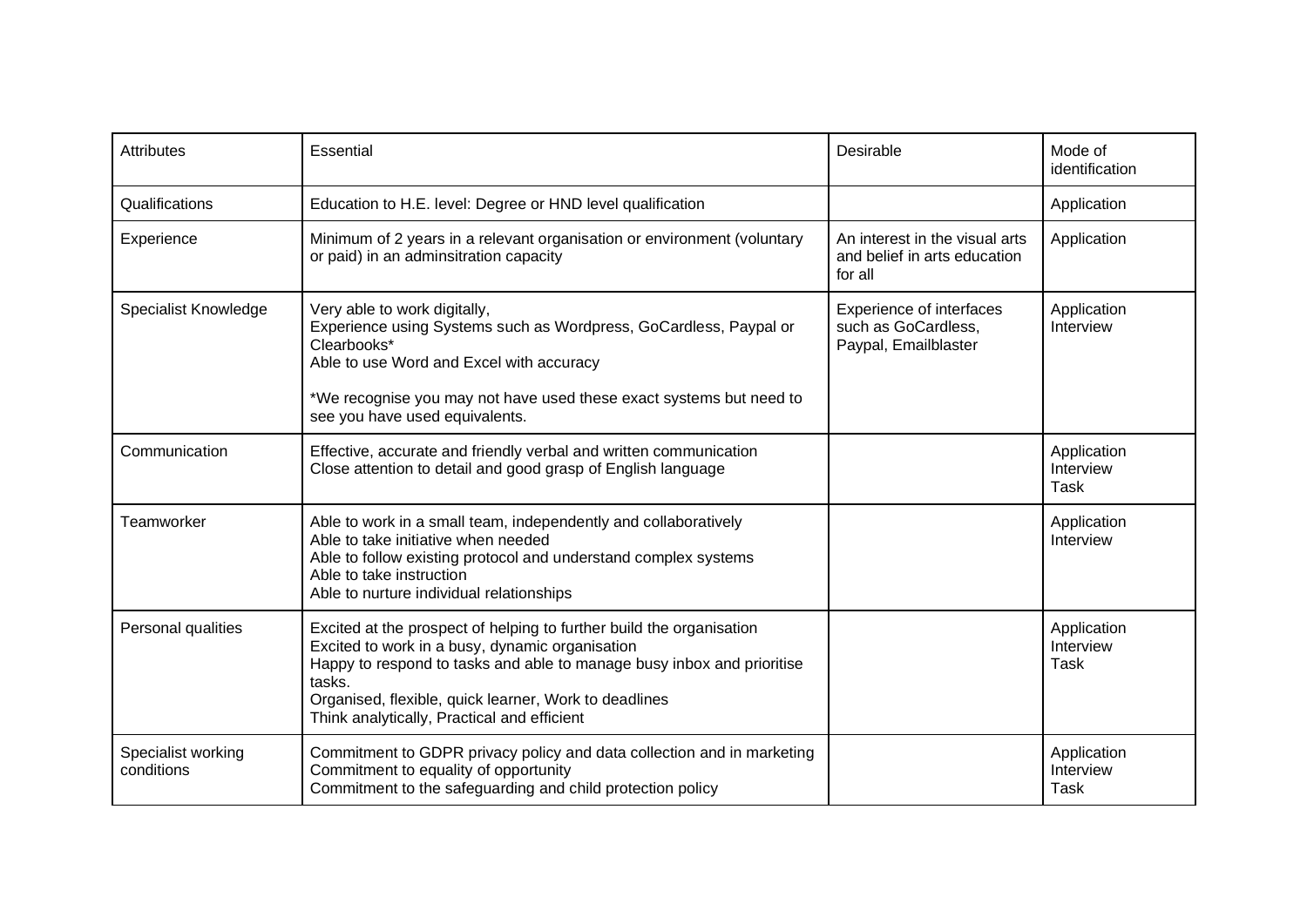| Attributes | Essential | Desirable | Mode of identification |
| --- | --- | --- | --- |
| Qualifications | Education to H.E. level: Degree or HND level qualification | | Application |
| Experience | Minimum of 2 years in a relevant organisation or environment (voluntary or paid) in an adminsitration capacity | An interest in the visual arts and belief in arts education for all | Application |
| Specialist Knowledge | Very able to work digitally,<br>Experience using Systems such as Wordpress, GoCardless, Paypal or Clearbooks*<br>Able to use Word and Excel with accuracy<br><br>*We recognise you may not have used these exact systems but need to see you have used equivalents. | Experience of interfaces such as GoCardless, Paypal, Emailblaster | Application<br>Interview |
| Communication | Effective, accurate and friendly verbal and written communication<br>Close attention to detail and good grasp of English language | | Application<br>Interview<br>Task |
| Teamworker | Able to work in a small team, independently and collaboratively<br>Able to take initiative when needed<br>Able to follow existing protocol and understand complex systems<br>Able to take instruction<br>Able to nurture individual relationships | | Application<br>Interview |
| Personal qualities | Excited at the prospect of helping to further build the organisation<br>Excited to work in a busy, dynamic organisation<br>Happy to respond to tasks and able to manage busy inbox and prioritise tasks.<br>Organised, flexible, quick learner, Work to deadlines<br>Think analytically, Practical and efficient | | Application<br>Interview<br>Task |
| Specialist working conditions | Commitment to GDPR privacy policy and data collection and in marketing<br>Commitment to equality of opportunity<br>Commitment to the safeguarding and child protection policy | | Application<br>Interview<br>Task |